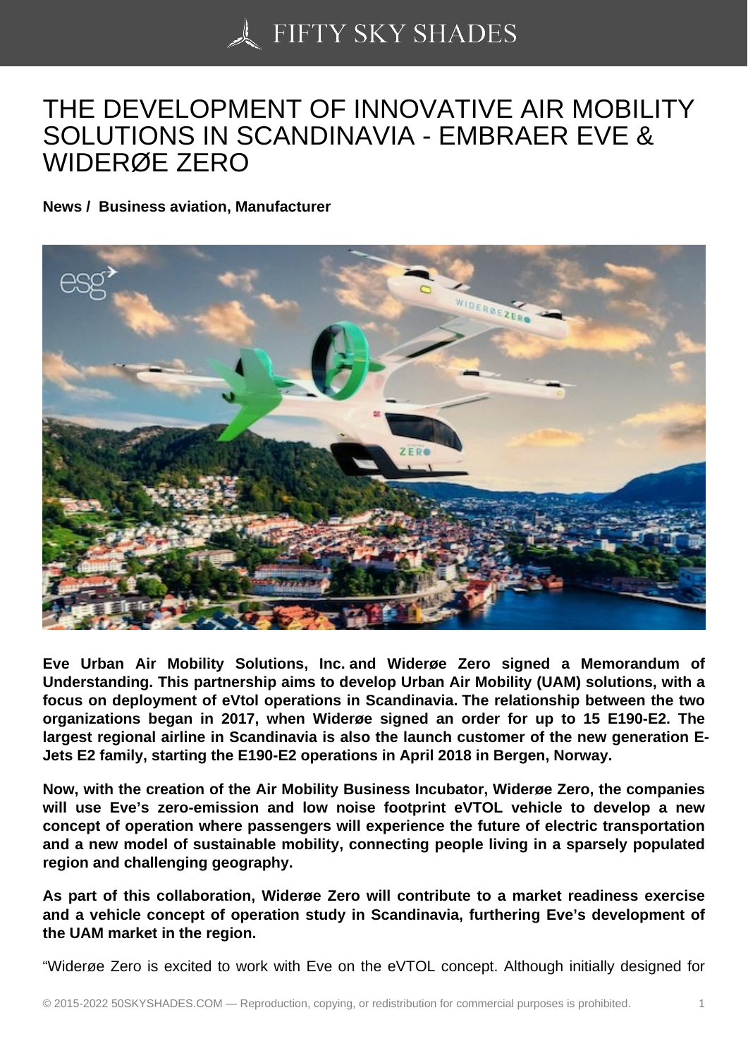# THE DEVELOPMENT OF INNOVATIVE AIR MOBILITY SOLUTIONS IN SCANDINAVIA - EMBRAER EVE & WIDERØE ZERO

**News / Business aviation, Manufacturer**

**Eve Urban Air Mobility Solutions, Inc. and Widerøe Zero signed a Memorandum of Understanding. This partnership aims to develop Urban Air Mobility (UAM) solutions, with a focus on deployment of eVtol operations in Scandinavia. The relationship between the two organizations began in 2017, when Widerøe signed an order for up to 15 E190-E2. The largest regional airline in Scandinavia is also the launch customer of the new generation E-Jets E2 family, starting the E190-E2 operations in April 2018 in Bergen, Norway.**

**Now, with the creation of the Air Mobility Business Incubator, Widerøe Zero, the companies will use Eve's zero-emission and low noise footprint eVTOL vehicle to develop a new concept of operation where passengers will experience the future of electric transportation and a new model of sustainable mobility, connecting people living in a sparsely populated region and challenging geography.**

**As part of this collaboration, Widerøe Zero will contribute to a market readiness exercise and a vehicle concept of operation study in Scandinavia, furthering Eve's development of the UAM market in the region.**

"Widerøe Zero is excited to work with Eve on the eVTOL concept. Although initially designed for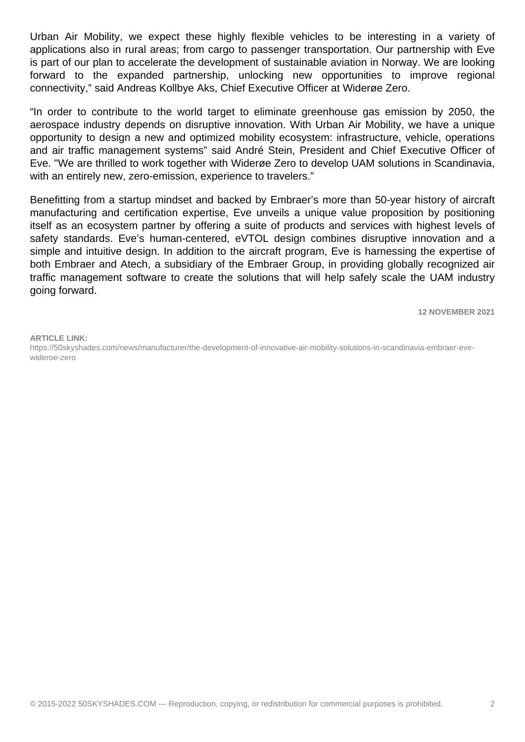Urban Air Mobility, we expect these highly flexible vehicles to be interesting in a variety of applications also in rural areas; from cargo to passenger transportation. Our partnership with Eve is part of our plan to accelerate the development of sustainable aviation in Norway. We are looking forward to the expanded partnership, unlocking new opportunities to improve regional connectivity," said Andreas Kollbye Aks, Chief Executive Officer at Widerøe Zero.

"In order to contribute to the world target to eliminate greenhouse gas emission by 2050, the aerospace industry depends on disruptive innovation. With Urban Air Mobility, we have a unique opportunity to design a new and optimized mobility ecosystem: infrastructure, vehicle, operations and air traffic management systems" said André Stein, President and Chief Executive Officer of Eve. "We are thrilled to work together with Widerøe Zero to develop UAM solutions in Scandinavia, with an entirely new, zero-emission, experience to travelers."

Benefitting from a startup mindset and backed by Embraer's more than 50-year history of aircraft manufacturing and certification expertise, Eve unveils a unique value proposition by positioning itself as an ecosystem partner by offering a suite of products and services with highest levels of safety standards. Eve's human-centered, eVTOL design combines disruptive innovation and a simple and intuitive design. In addition to the aircraft program, Eve is harnessing the expertise of both Embraer and Atech, a subsidiary of the Embraer Group, in providing globally recognized air traffic management software to create the solutions that will help safely scale the UAM industry going forward.

**12 NOVEMBER 2021**

**ARTICLE LINK:**
https://50skyshades.com/news/manufacturer/the-development-of-innovative-air-mobility-solutions-in-scandinavia-embraer-eve-wideroe-zero